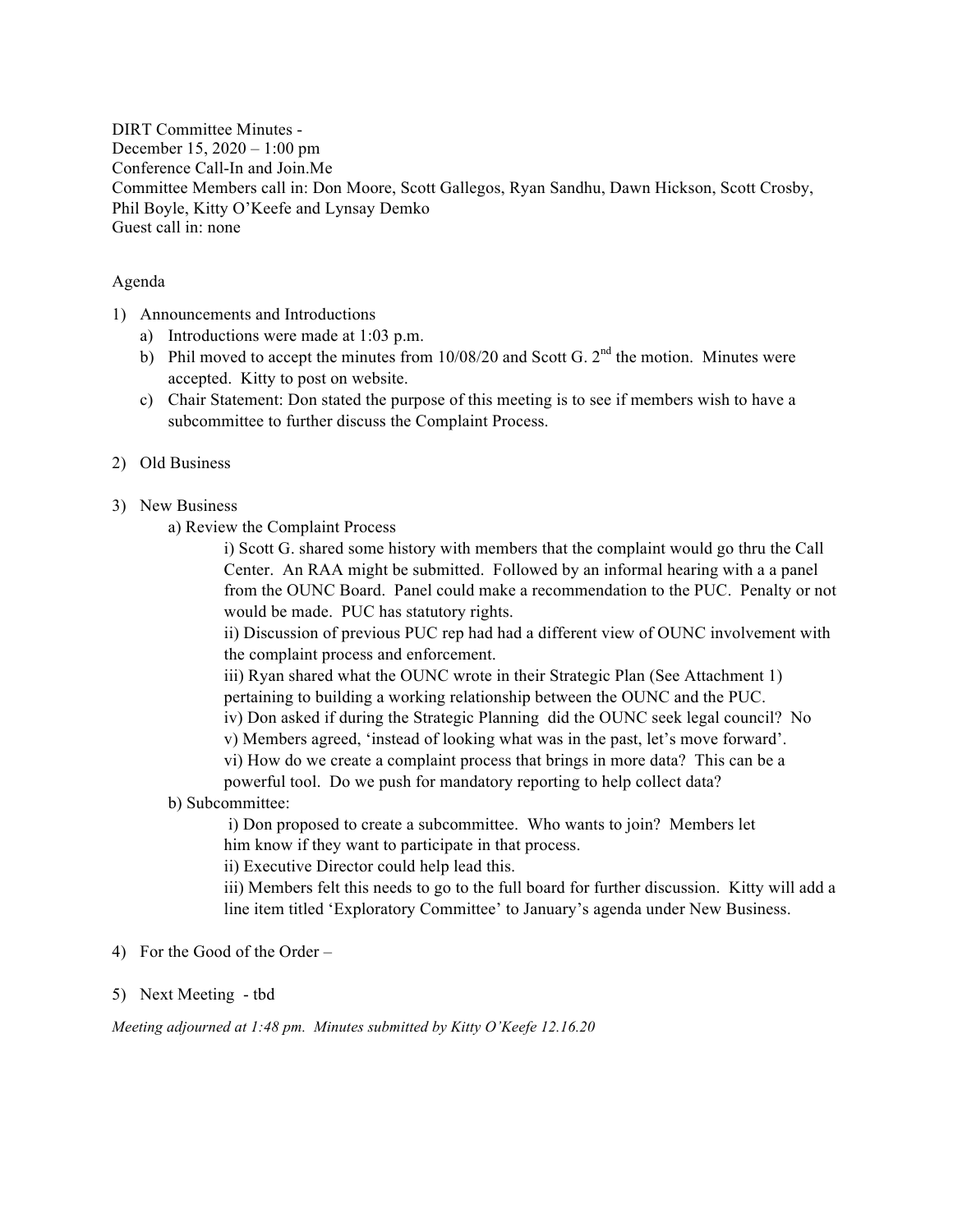DIRT Committee Minutes -
December 15, 2020 – 1:00 pm
Conference Call-In and Join.Me
Committee Members call in: Don Moore, Scott Gallegos, Ryan Sandhu, Dawn Hickson, Scott Crosby, Phil Boyle, Kitty O'Keefe and Lynsay Demko
Guest call in: none

Agenda

1) Announcements and Introductions
   a) Introductions were made at 1:03 p.m.
   b) Phil moved to accept the minutes from 10/08/20 and Scott G. 2nd the motion. Minutes were accepted. Kitty to post on website.
   c) Chair Statement: Don stated the purpose of this meeting is to see if members wish to have a subcommittee to further discuss the Complaint Process.

2) Old Business

3) New Business
   a) Review the Complaint Process
      i) Scott G. shared some history with members that the complaint would go thru the Call Center. An RAA might be submitted. Followed by an informal hearing with a a panel from the OUNC Board. Panel could make a recommendation to the PUC. Penalty or not would be made. PUC has statutory rights.
      ii) Discussion of previous PUC rep had had a different view of OUNC involvement with the complaint process and enforcement.
      iii) Ryan shared what the OUNC wrote in their Strategic Plan (See Attachment 1) pertaining to building a working relationship between the OUNC and the PUC.
      iv) Don asked if during the Strategic Planning did the OUNC seek legal council? No
      v) Members agreed, 'instead of looking what was in the past, let's move forward'.
      vi) How do we create a complaint process that brings in more data? This can be a powerful tool. Do we push for mandatory reporting to help collect data?
   b) Subcommittee:
      i) Don proposed to create a subcommittee. Who wants to join? Members let him know if they want to participate in that process.
      ii) Executive Director could help lead this.
      iii) Members felt this needs to go to the full board for further discussion. Kitty will add a line item titled 'Exploratory Committee' to January's agenda under New Business.

4) For the Good of the Order –

5) Next Meeting - tbd

*Meeting adjourned at 1:48 pm. Minutes submitted by Kitty O'Keefe 12.16.20*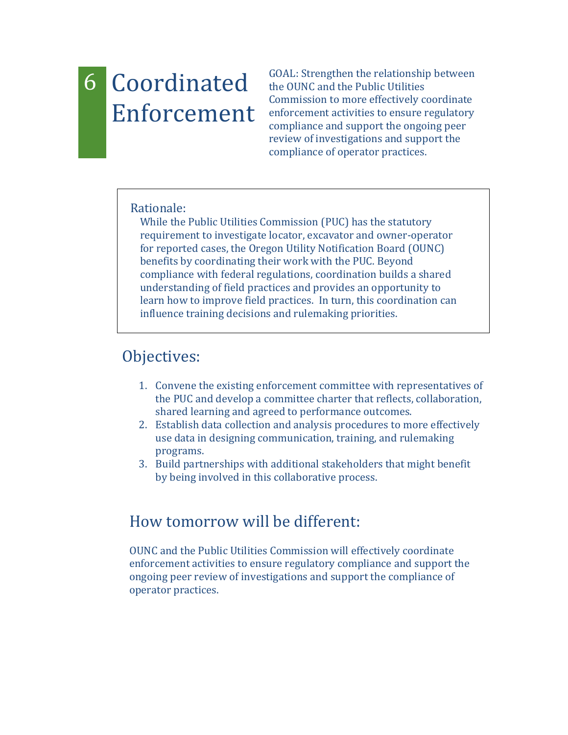# 6 Coordinated Enforcement

GOAL: Strengthen the relationship between the OUNC and the Public Utilities Commission to more effectively coordinate enforcement activities to ensure regulatory compliance and support the ongoing peer review of investigations and support the compliance of operator practices.

Rationale:

While the Public Utilities Commission (PUC) has the statutory requirement to investigate locator, excavator and owner-operator for reported cases, the Oregon Utility Notification Board (OUNC) benefits by coordinating their work with the PUC. Beyond compliance with federal regulations, coordination builds a shared understanding of field practices and provides an opportunity to learn how to improve field practices. In turn, this coordination can influence training decisions and rulemaking priorities.

## Objectives:

1. Convene the existing enforcement committee with representatives of the PUC and develop a committee charter that reflects, collaboration, shared learning and agreed to performance outcomes.
2. Establish data collection and analysis procedures to more effectively use data in designing communication, training, and rulemaking programs.
3. Build partnerships with additional stakeholders that might benefit by being involved in this collaborative process.

## How tomorrow will be different:

OUNC and the Public Utilities Commission will effectively coordinate enforcement activities to ensure regulatory compliance and support the ongoing peer review of investigations and support the compliance of operator practices.